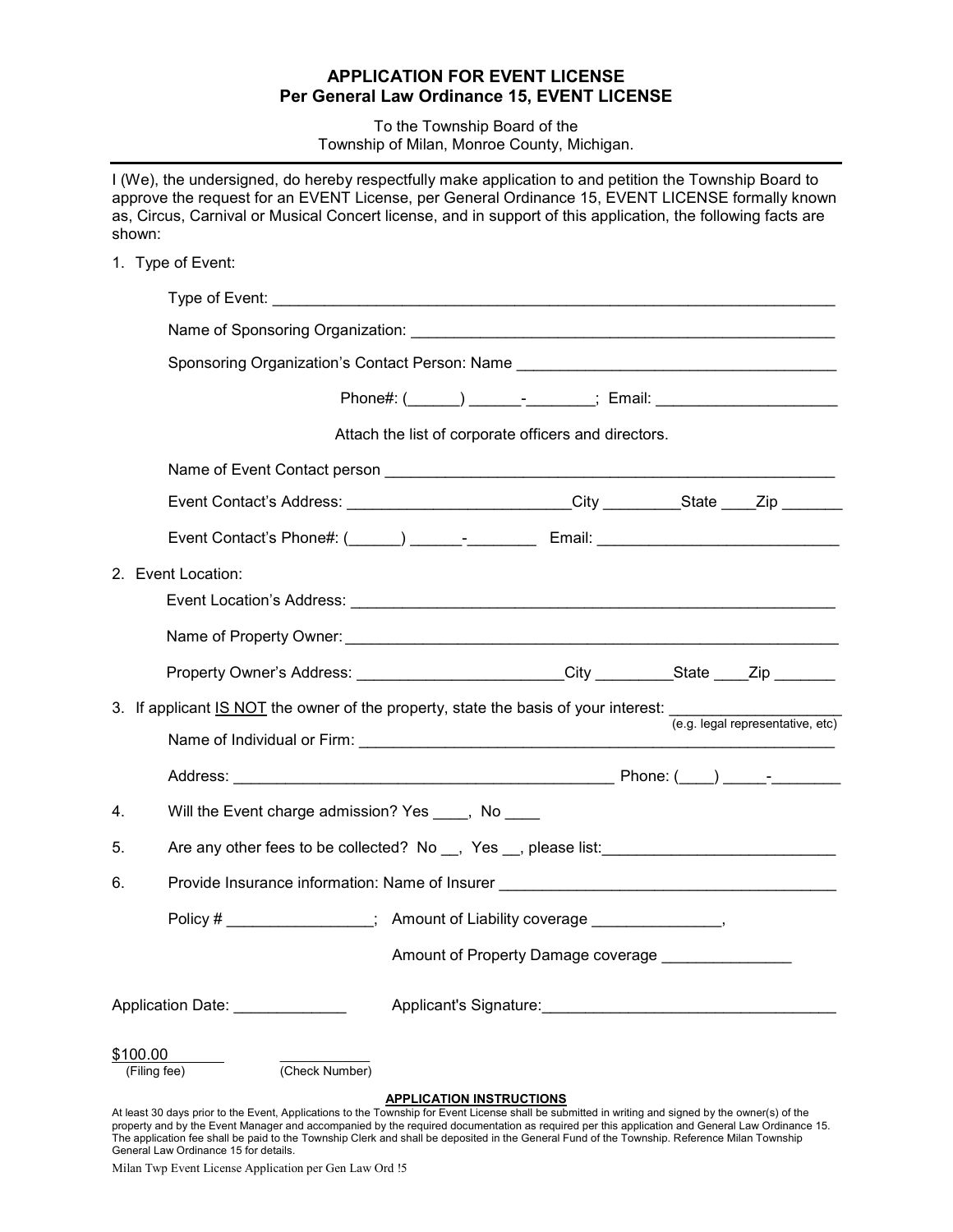**APPLICATION FOR EVENT LICENSE**
**Per General Law Ordinance 15, EVENT LICENSE**

To the Township Board of the
Township of Milan, Monroe County, Michigan.

---

I (We), the undersigned, do hereby respectfully make application to and petition the Township Board to approve the request for an EVENT License, per General Ordinance 15, EVENT LICENSE formally known as, Circus, Carnival or Musical Concert license, and in support of this application, the following facts are shown:

1. Type of Event:

   Type of Event: ____________________________________________________________________

   Name of Sponsoring Organization: ___________________________________________________

   Sponsoring Organization's Contact Person: Name _____________________________________

   Phone#: (______) ______-________; Email: _____________________

   Attach the list of corporate officers and directors.

   Name of Event Contact person ______________________________________________________

   Event Contact's Address: __________________________City _________State ____Zip _______

   Event Contact's Phone#: (______) ______-________ Email: ____________________________

2. Event Location:

   Event Location's Address: _________________________________________________________

   Name of Property Owner: __________________________________________________________

   Property Owner's Address: ________________________City _________State ____Zip _______

3. If applicant <u>IS NOT</u> the owner of the property, state the basis of your interest: ____________________
   (e.g. legal representative, etc)

   Name of Individual or Firm: ________________________________________________________

   Address: ____________________________________________ Phone: (____) _____-________

4. Will the Event charge admission? Yes ____, No ____

5. Are any other fees to be collected? No __, Yes __, please list:___________________________

6. Provide Insurance information: Name of Insurer ________________________________________

   Policy # _________________; Amount of Liability coverage _______________,

   Amount of Property Damage coverage _______________

Application Date: _____________ Applicant's Signature:__________________________________

$100.00 (Filing fee) ___________ (Check Number)

**APPLICATION INSTRUCTIONS**

At least 30 days prior to the Event, Applications to the Township for Event License shall be submitted in writing and signed by the owner(s) of the property and by the Event Manager and accompanied by the required documentation as required per this application and General Law Ordinance 15. The application fee shall be paid to the Township Clerk and shall be deposited in the General Fund of the Township. Reference Milan Township General Law Ordinance 15 for details.

Milan Twp Event License Application per Gen Law Ord !5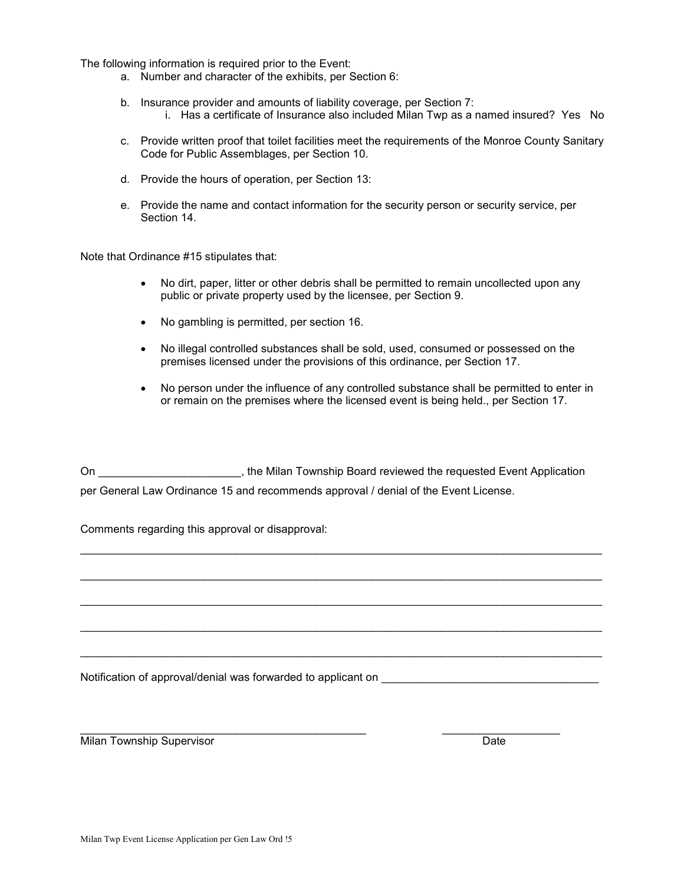The following information is required prior to the Event:

a. Number and character of the exhibits, per Section 6:

b. Insurance provider and amounts of liability coverage, per Section 7:
   i. Has a certificate of Insurance also included Milan Twp as a named insured? Yes No

c. Provide written proof that toilet facilities meet the requirements of the Monroe County Sanitary Code for Public Assemblages, per Section 10.

d. Provide the hours of operation, per Section 13:

e. Provide the name and contact information for the security person or security service, per Section 14.

Note that Ordinance #15 stipulates that:

- No dirt, paper, litter or other debris shall be permitted to remain uncollected upon any public or private property used by the licensee, per Section 9.
- No gambling is permitted, per section 16.
- No illegal controlled substances shall be sold, used, consumed or possessed on the premises licensed under the provisions of this ordinance, per Section 17.
- No person under the influence of any controlled substance shall be permitted to enter in or remain on the premises where the licensed event is being held., per Section 17.

On ______________________, the Milan Township Board reviewed the requested Event Application per General Law Ordinance 15 and recommends approval / denial of the Event License.

Comments regarding this approval or disapproval:

______________________________________________________________________________________

______________________________________________________________________________________

______________________________________________________________________________________

______________________________________________________________________________________

______________________________________________________________________________________

Notification of approval/denial was forwarded to applicant on ___________________________________

_______________________________________________ ___________________

Milan Township Supervisor Date